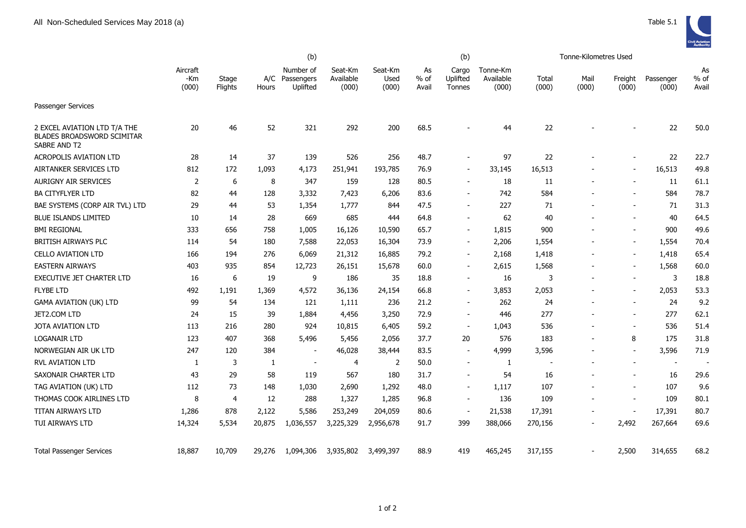All Non-Scheduled Services May 2018 (a)

Table 5.1

| | Aircraft -Km (000) | Stage Flights | A/C Hours | (b) Number of Passengers Uplifted | Seat-Km Available (000) | Seat-Km Used (000) | As % of Avail | (b) Cargo Uplifted Tonnes | Tonne-Km Available (000) | Tonne-Kilometres Used Total (000) | Mail (000) | Freight (000) | Passenger (000) | As % of Avail |
|---|---|---|---|---|---|---|---|---|---|---|---|---|---|---|
| Passenger Services | | | | | | | | | | | | | | |
| 2 EXCEL AVIATION LTD T/A THE BLADES BROADSWORD SCIMITAR SABRE AND T2 | 20 | 46 | 52 | 321 | 292 | 200 | 68.5 | - | 44 | 22 | - | - | 22 | 50.0 |
| ACROPOLIS AVIATION LTD | 28 | 14 | 37 | 139 | 526 | 256 | 48.7 | - | 97 | 22 | - | - | 22 | 22.7 |
| AIRTANKER SERVICES LTD | 812 | 172 | 1,093 | 4,173 | 251,941 | 193,785 | 76.9 | - | 33,145 | 16,513 | - | - | 16,513 | 49.8 |
| AURIGNY AIR SERVICES | 2 | 6 | 8 | 347 | 159 | 128 | 80.5 | - | 18 | 11 | - | - | 11 | 61.1 |
| BA CITYFLYER LTD | 82 | 44 | 128 | 3,332 | 7,423 | 6,206 | 83.6 | - | 742 | 584 | - | - | 584 | 78.7 |
| BAE SYSTEMS (CORP AIR TVL) LTD | 29 | 44 | 53 | 1,354 | 1,777 | 844 | 47.5 | - | 227 | 71 | - | - | 71 | 31.3 |
| BLUE ISLANDS LIMITED | 10 | 14 | 28 | 669 | 685 | 444 | 64.8 | - | 62 | 40 | - | - | 40 | 64.5 |
| BMI REGIONAL | 333 | 656 | 758 | 1,005 | 16,126 | 10,590 | 65.7 | - | 1,815 | 900 | - | - | 900 | 49.6 |
| BRITISH AIRWAYS PLC | 114 | 54 | 180 | 7,588 | 22,053 | 16,304 | 73.9 | - | 2,206 | 1,554 | - | - | 1,554 | 70.4 |
| CELLO AVIATION LTD | 166 | 194 | 276 | 6,069 | 21,312 | 16,885 | 79.2 | - | 2,168 | 1,418 | - | - | 1,418 | 65.4 |
| EASTERN AIRWAYS | 403 | 935 | 854 | 12,723 | 26,151 | 15,678 | 60.0 | - | 2,615 | 1,568 | - | - | 1,568 | 60.0 |
| EXECUTIVE JET CHARTER LTD | 16 | 6 | 19 | 9 | 186 | 35 | 18.8 | - | 16 | 3 | - | - | 3 | 18.8 |
| FLYBE LTD | 492 | 1,191 | 1,369 | 4,572 | 36,136 | 24,154 | 66.8 | - | 3,853 | 2,053 | - | - | 2,053 | 53.3 |
| GAMA AVIATION (UK) LTD | 99 | 54 | 134 | 121 | 1,111 | 236 | 21.2 | - | 262 | 24 | - | - | 24 | 9.2 |
| JET2.COM LTD | 24 | 15 | 39 | 1,884 | 4,456 | 3,250 | 72.9 | - | 446 | 277 | - | - | 277 | 62.1 |
| JOTA AVIATION LTD | 113 | 216 | 280 | 924 | 10,815 | 6,405 | 59.2 | - | 1,043 | 536 | - | - | 536 | 51.4 |
| LOGANAIR LTD | 123 | 407 | 368 | 5,496 | 5,456 | 2,056 | 37.7 | 20 | 576 | 183 | - | 8 | 175 | 31.8 |
| NORWEGIAN AIR UK LTD | 247 | 120 | 384 | - | 46,028 | 38,444 | 83.5 | - | 4,999 | 3,596 | - | - | 3,596 | 71.9 |
| RVL AVIATION LTD | 1 | 3 | 1 | - | 4 | 2 | 50.0 | - | 1 | - | - | - | - | - |
| SAXONAIR CHARTER LTD | 43 | 29 | 58 | 119 | 567 | 180 | 31.7 | - | 54 | 16 | - | - | 16 | 29.6 |
| TAG AVIATION (UK) LTD | 112 | 73 | 148 | 1,030 | 2,690 | 1,292 | 48.0 | - | 1,117 | 107 | - | - | 107 | 9.6 |
| THOMAS COOK AIRLINES LTD | 8 | 4 | 12 | 288 | 1,327 | 1,285 | 96.8 | - | 136 | 109 | - | - | 109 | 80.1 |
| TITAN AIRWAYS LTD | 1,286 | 878 | 2,122 | 5,586 | 253,249 | 204,059 | 80.6 | - | 21,538 | 17,391 | - | - | 17,391 | 80.7 |
| TUI AIRWAYS LTD | 14,324 | 5,534 | 20,875 | 1,036,557 | 3,225,329 | 2,956,678 | 91.7 | 399 | 388,066 | 270,156 | - | 2,492 | 267,664 | 69.6 |
| Total Passenger Services | 18,887 | 10,709 | 29,276 | 1,094,306 | 3,935,802 | 3,499,397 | 88.9 | 419 | 465,245 | 317,155 | - | 2,500 | 314,655 | 68.2 |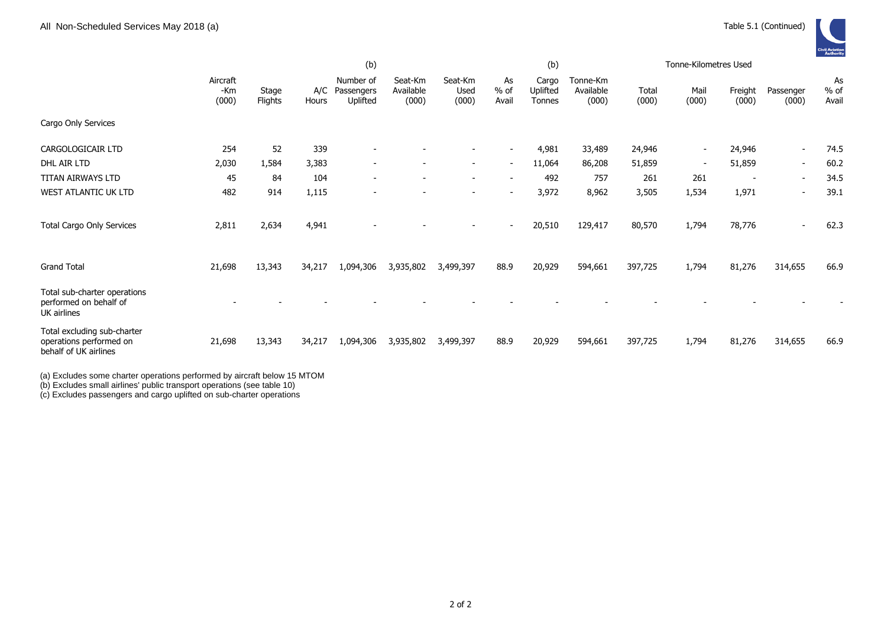All Non-Scheduled Services May 2018 (a)

Table 5.1 (Continued)

| | Aircraft -Km (000) | Stage Flights | A/C Hours | (b) Number of Passengers Uplifted | Seat-Km Available (000) | Seat-Km Used (000) | As % of Avail | (b) Cargo Uplifted Tonnes | Tonne-Km Available (000) | Tonne-Kilometres Used Total (000) | Mail (000) | Freight (000) | Passenger (000) | As % of Avail |
|---|---|---|---|---|---|---|---|---|---|---|---|---|---|---|
| Cargo Only Services | | | | | | | | | | | | | | |
| CARGOLOGICAIR LTD | 254 | 52 | 339 | - | - | - | - | 4,981 | 33,489 | 24,946 | - | 24,946 | - | 74.5 |
| DHL AIR LTD | 2,030 | 1,584 | 3,383 | - | - | - | - | 11,064 | 86,208 | 51,859 | - | 51,859 | - | 60.2 |
| TITAN AIRWAYS LTD | 45 | 84 | 104 | - | - | - | - | 492 | 757 | 261 | 261 | - | - | 34.5 |
| WEST ATLANTIC UK LTD | 482 | 914 | 1,115 | - | - | - | - | 3,972 | 8,962 | 3,505 | 1,534 | 1,971 | - | 39.1 |
| Total Cargo Only Services | 2,811 | 2,634 | 4,941 | - | - | - | - | 20,510 | 129,417 | 80,570 | 1,794 | 78,776 | - | 62.3 |
| Grand Total | 21,698 | 13,343 | 34,217 | 1,094,306 | 3,935,802 | 3,499,397 | 88.9 | 20,929 | 594,661 | 397,725 | 1,794 | 81,276 | 314,655 | 66.9 |
| Total sub-charter operations performed on behalf of UK airlines | - | - | - | - | - | - | - | - | - | - | - | - | - | - |
| Total excluding sub-charter operations performed on behalf of UK airlines | 21,698 | 13,343 | 34,217 | 1,094,306 | 3,935,802 | 3,499,397 | 88.9 | 20,929 | 594,661 | 397,725 | 1,794 | 81,276 | 314,655 | 66.9 |

(a) Excludes some charter operations performed by aircraft below 15 MTOM
(b) Excludes small airlines' public transport operations (see table 10)
(c) Excludes passengers and cargo uplifted on sub-charter operations